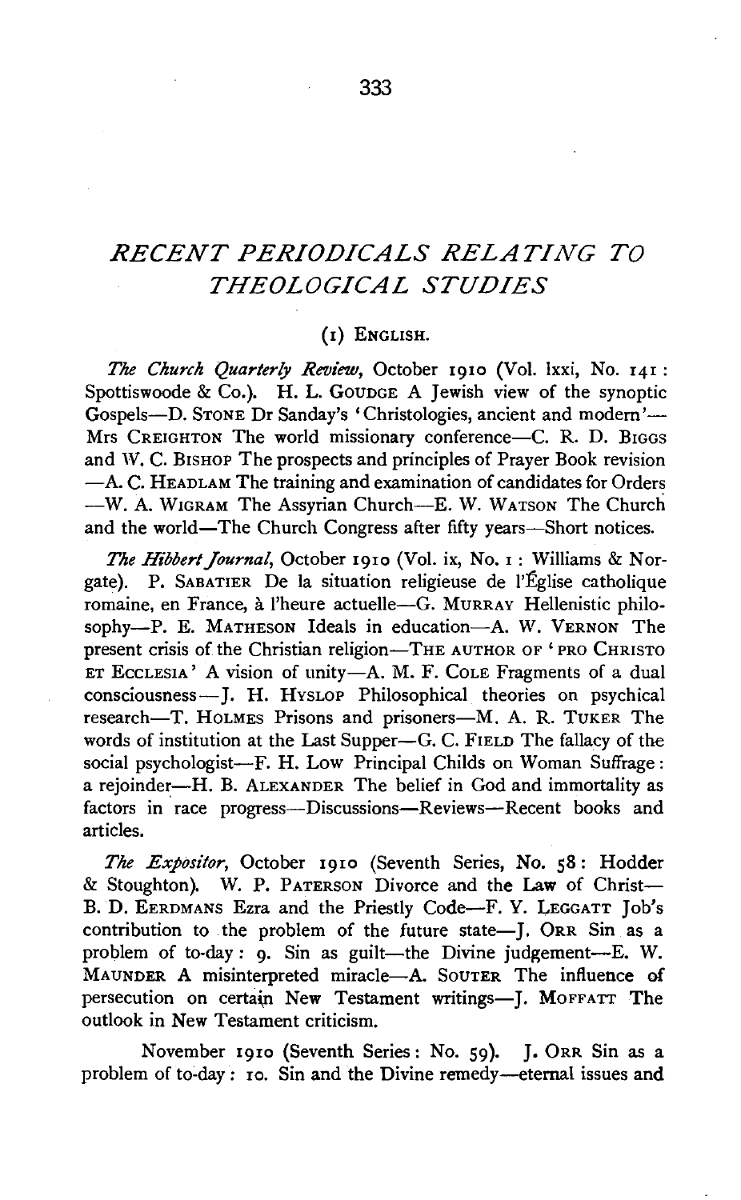# *RECENT PERIODICALS RELATING TO THEOLOGICAL STUDIES*

## (1) English.

*The Church Quarterly Review*, October 1910 (Vol. lxxi, No. 141: Spottiswoode & Co.). H. L. Goudge A Jewish view of the synoptic Gospels—D. Stone Dr Sanday's 'Christologies, ancient and modern'—Mrs Creighton The world missionary conference—C. R. D. Biggs and W. C. Bishop The prospects and principles of Prayer Book revision—A. C. Headlam The training and examination of candidates for Orders—W. A. Wigram The Assyrian Church—E. W. Watson The Church and the world—The Church Congress after fifty years—Short notices.

*The Hibbert Journal*, October 1910 (Vol. ix, No. 1: Williams & Norgate). P. Sabatier De la situation religieuse de l'Église catholique romaine, en France, à l'heure actuelle—G. Murray Hellenistic philosophy—P. E. Matheson Ideals in education—A. W. Vernon The present crisis of the Christian religion—The author of 'Pro Christo et Ecclesia' A vision of unity—A. M. F. Cole Fragments of a dual consciousness—J. H. Hyslop Philosophical theories on psychical research—T. Holmes Prisons and prisoners—M. A. R. Tuker The words of institution at the Last Supper—G. C. Field The fallacy of the social psychologist—F. H. Low Principal Childs on Woman Suffrage: a rejoinder—H. B. Alexander The belief in God and immortality as factors in race progress—Discussions—Reviews—Recent books and articles.

*The Expositor*, October 1910 (Seventh Series, No. 58: Hodder & Stoughton). W. P. Paterson Divorce and the Law of Christ—B. D. Eerdmans Ezra and the Priestly Code—F. Y. Leggatt Job's contribution to the problem of the future state—J. Orr Sin as a problem of to-day: 9. Sin as guilt—the Divine judgement—E. W. Maunder A misinterpreted miracle—A. Souter The influence of persecution on certain New Testament writings—J. Moffatt The outlook in New Testament criticism.

November 1910 (Seventh Series: No. 59). J. Orr Sin as a problem of to-day: 10. Sin and the Divine remedy—eternal issues and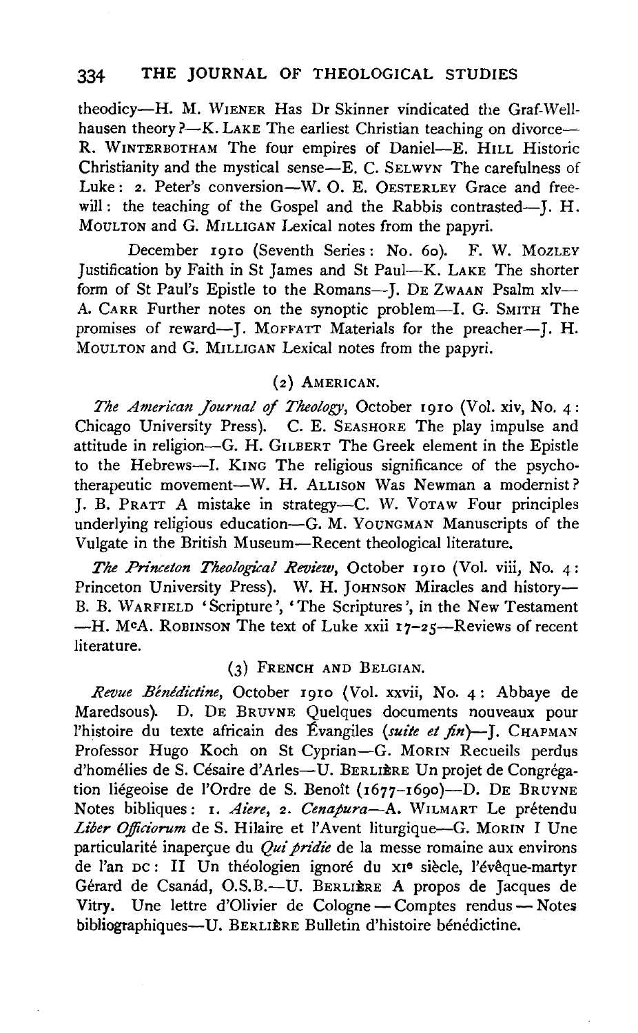theodicy—H. M. WIENER Has Dr Skinner vindicated the Graf-Wellhausen theory?—K. LAKE The earliest Christian teaching on divorce—R. WINTERBOTHAM The four empires of Daniel—E. HILL Historic Christianity and the mystical sense—E. C. SELWYN The carefulness of Luke: 2. Peter's conversion—W. O. E. OESTERLEY Grace and free-will: the teaching of the Gospel and the Rabbis contrasted—J. H. MOULTON and G. MILLIGAN Lexical notes from the papyri.

December 1910 (Seventh Series: No. 60). F. W. MOZLEY Justification by Faith in St James and St Paul—K. LAKE The shorter form of St Paul's Epistle to the Romans—J. DE ZWAAN Psalm xlv—A. CARR Further notes on the synoptic problem—I. G. SMITH The promises of reward—J. MOFFATT Materials for the preacher—J. H. MOULTON and G. MILLIGAN Lexical notes from the papyri.

### (2) AMERICAN.

*The American Journal of Theology*, October 1910 (Vol. xiv, No. 4: Chicago University Press). C. E. SEASHORE The play impulse and attitude in religion—G. H. GILBERT The Greek element in the Epistle to the Hebrews—I. KING The religious significance of the psycho-therapeutic movement—W. H. ALLISON Was Newman a modernist? J. B. PRATT A mistake in strategy—C. W. VOTAW Four principles underlying religious education—G. M. YOUNGMAN Manuscripts of the Vulgate in the British Museum—Recent theological literature.

*The Princeton Theological Review*, October 1910 (Vol. viii, No. 4: Princeton University Press). W. H. JOHNSON Miracles and history—B. B. WARFIELD 'Scripture', 'The Scriptures', in the New Testament—H. McA. ROBINSON The text of Luke xxii 17–25—Reviews of recent literature.

### (3) FRENCH AND BELGIAN.

*Revue Bénédictine*, October 1910 (Vol. xxvii, No. 4: Abbaye de Maredsous). D. DE BRUYNE Quelques documents nouveaux pour l'histoire du texte africain des Évangiles (*suite et fin*)—J. CHAPMAN Professor Hugo Koch on St Cyprian—G. MORIN Recueils perdus d'homélies de S. Césaire d'Arles—U. BERLIÈRE Un projet de Congrégation liégeoise de l'Ordre de S. Benoît (1677–1690)—D. DE BRUYNE Notes bibliques: 1. *Aiere*, 2. *Cenapura*—A. WILMART Le prétendu *Liber Officiorum* de S. Hilaire et l'Avent liturgique—G. MORIN I Une particularité inaperçue du *Qui pridie* de la messe romaine aux environs de l'an DC: II Un théologien ignoré du XIe siècle, l'évêque-martyr Gérard de Csanád, O.S.B.—U. BERLIÈRE A propos de Jacques de Vitry. Une lettre d'Olivier de Cologne — Comptes rendus — Notes bibliographiques—U. BERLIÈRE Bulletin d'histoire bénédictine.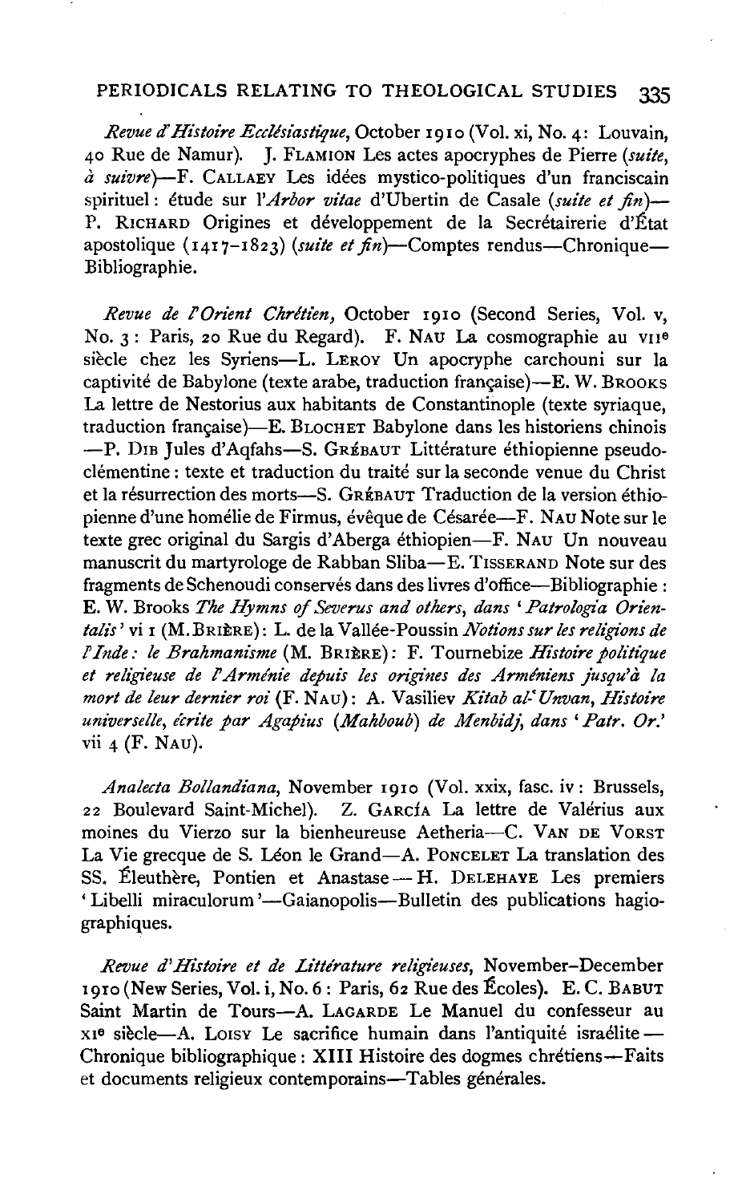*Revue d'Histoire Ecclésiastique*, October 1910 (Vol. xi, No. 4: Louvain, 40 Rue de Namur). J. Flamion Les actes apocryphes de Pierre (*suite, à suivre*)—F. Callaey Les idées mystico-politiques d'un franciscain spirituel: étude sur l'*Arbor vitae* d'Ubertin de Casale (*suite et fin*)—P. Richard Origines et développement de la Secrétairerie d'État apostolique (1417–1823) (*suite et fin*)—Comptes rendus—Chronique—Bibliographie.

*Revue de l'Orient Chrétien*, October 1910 (Second Series, Vol. v, No. 3: Paris, 20 Rue du Regard). F. Nau La cosmographie au VIIe siècle chez les Syriens—L. Leroy Un apocryphe carchouni sur la captivité de Babylone (texte arabe, traduction française)—E. W. Brooks La lettre de Nestorius aux habitants de Constantinople (texte syriaque, traduction française)—E. Blochet Babylone dans les historiens chinois—P. Dib Jules d'Aqfahs—S. Grébaut Littérature éthiopienne pseudo-clémentine: texte et traduction du traité sur la seconde venue du Christ et la résurrection des morts—S. Grébaut Traduction de la version éthiopienne d'une homélie de Firmus, évêque de Césarée—F. Nau Note sur le texte grec original du Sargis d'Aberga éthiopien—F. Nau Un nouveau manuscrit du martyrologe de Rabban Sliba—E. Tisserand Note sur des fragments de Schenoudi conservés dans des livres d'office—Bibliographie: E. W. Brooks *The Hymns of Severus and others, dans 'Patrologia Orientalis'* vi 1 (M. Brière): L. de la Vallée-Poussin *Notions sur les religions de l'Inde: le Brahmanisme* (M. Brière): F. Tournebize *Histoire politique et religieuse de l'Arménie depuis les origines des Arméniens jusqu'à la mort de leur dernier roi* (F. Nau): A. Vasiliev *Kitab al-ʿUnvan, Histoire universelle, écrite par Agapius (Mahboub) de Menbidj, dans 'Patr. Or.'* vii 4 (F. Nau).

*Analecta Bollandiana*, November 1910 (Vol. xxix, fasc. iv: Brussels, 22 Boulevard Saint-Michel). Z. García La lettre de Valérius aux moines du Vierzo sur la bienheureuse Aetheria—C. Van de Vorst La Vie grecque de S. Léon le Grand—A. Poncelet La translation des SS. Éleuthère, Pontien et Anastase—H. Delehaye Les premiers 'Libelli miraculorum'—Gaianopolis—Bulletin des publications hagiographiques.

*Revue d'Histoire et de Littérature religieuses*, November–December 1910 (New Series, Vol. i, No. 6: Paris, 62 Rue des Écoles). E. C. Babut Saint Martin de Tours—A. Lagarde Le Manuel du confesseur au XIe siècle—A. Loisy Le sacrifice humain dans l'antiquité israélite—Chronique bibliographique: XIII Histoire des dogmes chrétiens—Faits et documents religieux contemporains—Tables générales.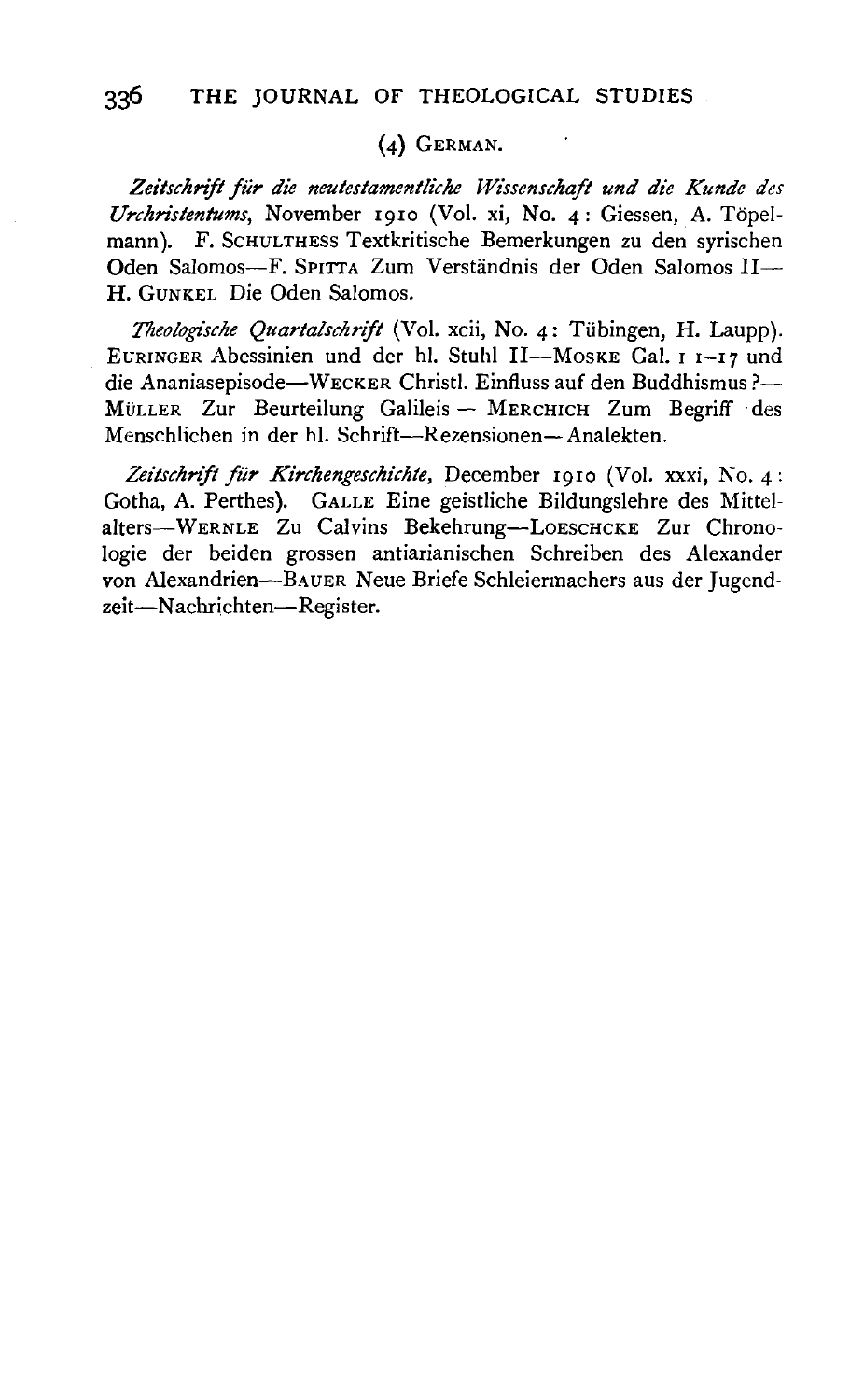## (4) German.

*Zeitschrift für die neutestamentliche Wissenschaft und die Kunde des Urchristentums*, November 1910 (Vol. xi, No. 4: Giessen, A. Töpelmann). F. Schulthess Textkritische Bemerkungen zu den syrischen Oden Salomos—F. Spitta Zum Verständnis der Oden Salomos II—H. Gunkel Die Oden Salomos.

*Theologische Quartalschrift* (Vol. xcii, No. 4: Tübingen, H. Laupp). Euringer Abessinien und der hl. Stuhl II—Moske Gal. 1 1–17 und die Ananiasepisode—Wecker Christl. Einfluss auf den Buddhismus?—Müller Zur Beurteilung Galileis — Merchich Zum Begriff des Menschlichen in der hl. Schrift—Rezensionen—Analekten.

*Zeitschrift für Kirchengeschichte*, December 1910 (Vol. xxxi, No. 4: Gotha, A. Perthes). Galle Eine geistliche Bildungslehre des Mittelalters—Wernle Zu Calvins Bekehrung—Loeschcke Zur Chronologie der beiden grossen antiarianischen Schreiben des Alexander von Alexandrien—Bauer Neue Briefe Schleiermachers aus der Jugendzeit—Nachrichten—Register.